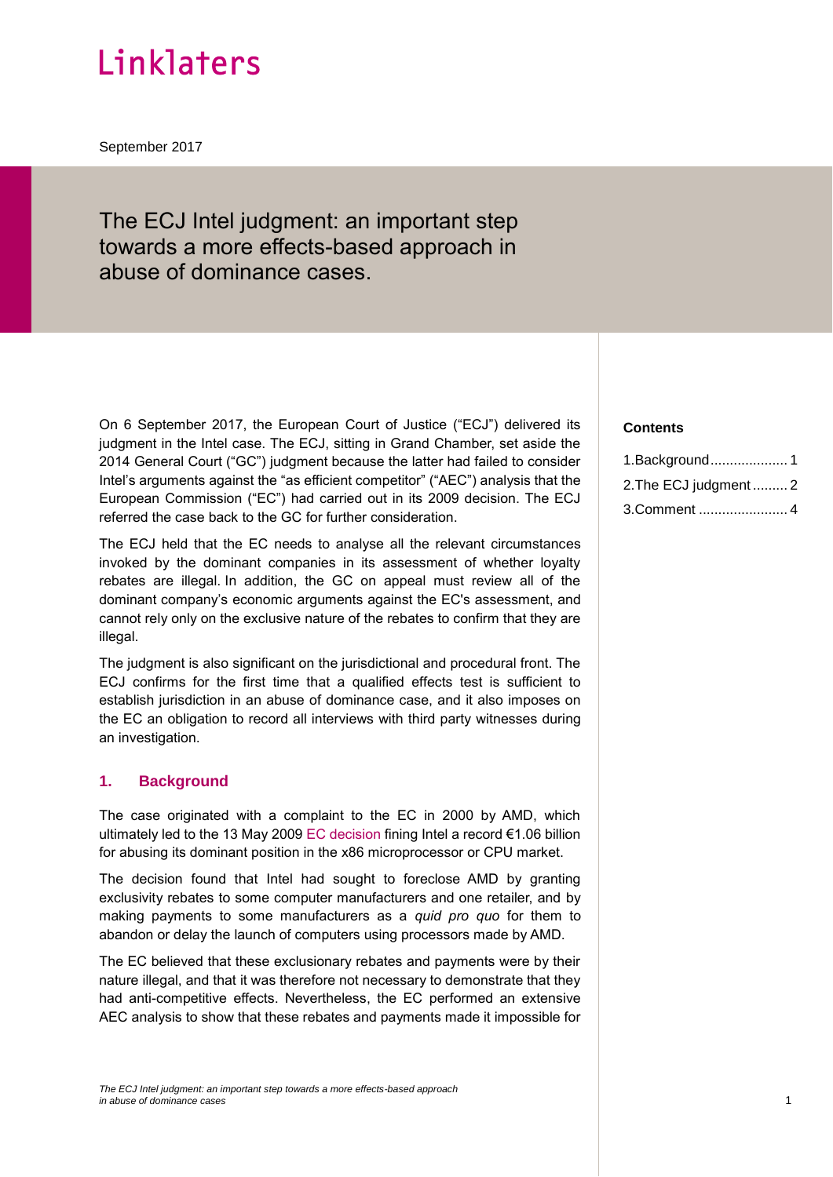Linklaters

September 2017

# The ECJ Intel judgment: an important step towards a more effects-based approach in abuse of dominance cases.

**Contents**

1.Background.................... 1
2.The ECJ judgment......... 2
3.Comment ....................... 4

On 6 September 2017, the European Court of Justice ("ECJ") delivered its judgment in the Intel case. The ECJ, sitting in Grand Chamber, set aside the 2014 General Court ("GC") judgment because the latter had failed to consider Intel's arguments against the "as efficient competitor" ("AEC") analysis that the European Commission ("EC") had carried out in its 2009 decision. The ECJ referred the case back to the GC for further consideration.

The ECJ held that the EC needs to analyse all the relevant circumstances invoked by the dominant companies in its assessment of whether loyalty rebates are illegal. In addition, the GC on appeal must review all of the dominant company's economic arguments against the EC's assessment, and cannot rely only on the exclusive nature of the rebates to confirm that they are illegal.

The judgment is also significant on the jurisdictional and procedural front. The ECJ confirms for the first time that a qualified effects test is sufficient to establish jurisdiction in an abuse of dominance case, and it also imposes on the EC an obligation to record all interviews with third party witnesses during an investigation.

## 1. Background

The case originated with a complaint to the EC in 2000 by AMD, which ultimately led to the 13 May 2009 EC decision fining Intel a record €1.06 billion for abusing its dominant position in the x86 microprocessor or CPU market.

The decision found that Intel had sought to foreclose AMD by granting exclusivity rebates to some computer manufacturers and one retailer, and by making payments to some manufacturers as a *quid pro quo* for them to abandon or delay the launch of computers using processors made by AMD.

The EC believed that these exclusionary rebates and payments were by their nature illegal, and that it was therefore not necessary to demonstrate that they had anti-competitive effects. Nevertheless, the EC performed an extensive AEC analysis to show that these rebates and payments made it impossible for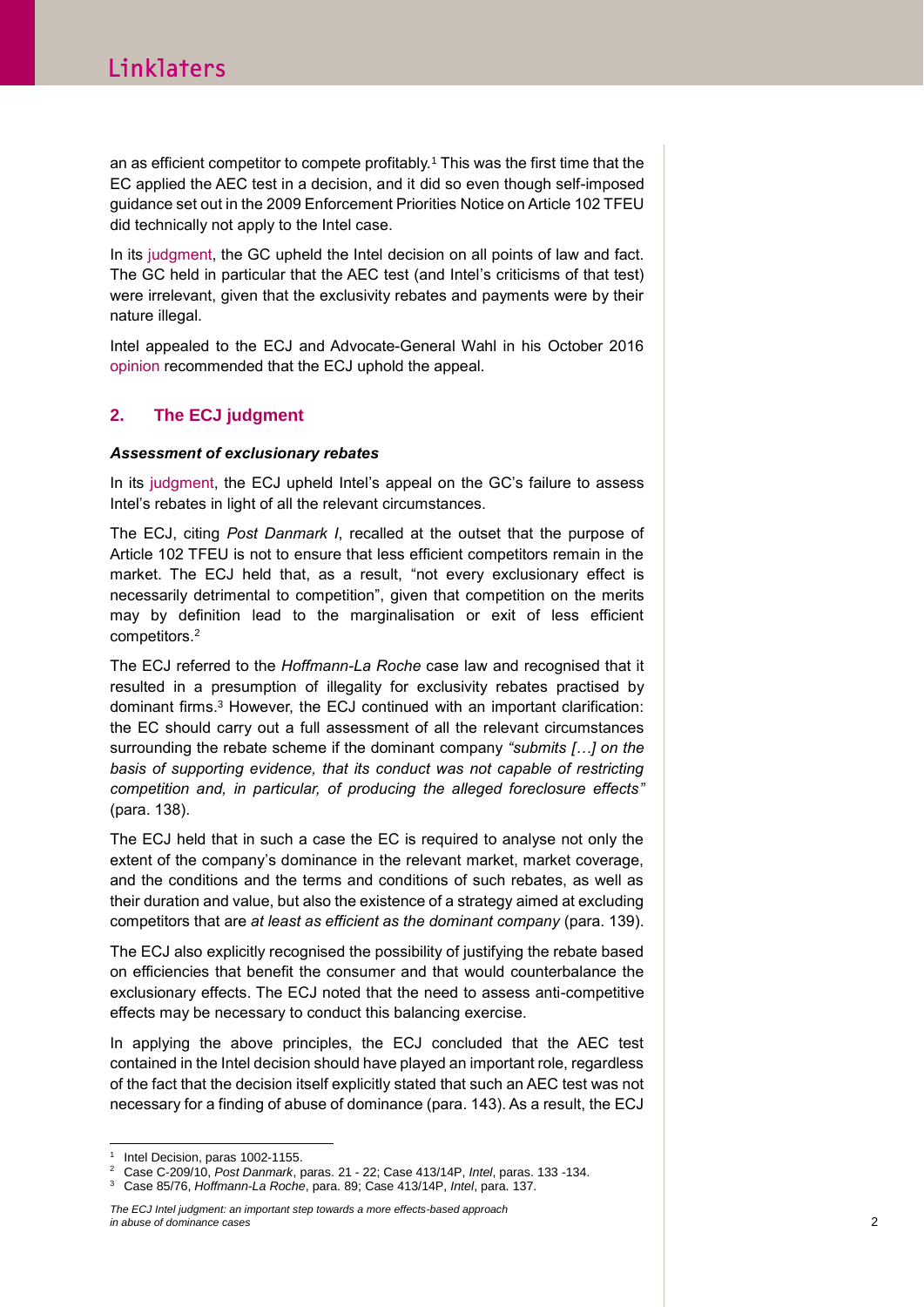an as efficient competitor to compete profitably.[1] This was the first time that the EC applied the AEC test in a decision, and it did so even though self-imposed guidance set out in the 2009 Enforcement Priorities Notice on Article 102 TFEU did technically not apply to the Intel case.

In its judgment, the GC upheld the Intel decision on all points of law and fact. The GC held in particular that the AEC test (and Intel's criticisms of that test) were irrelevant, given that the exclusivity rebates and payments were by their nature illegal.

Intel appealed to the ECJ and Advocate-General Wahl in his October 2016 opinion recommended that the ECJ uphold the appeal.

## 2. The ECJ judgment

### *Assessment of exclusionary rebates*

In its judgment, the ECJ upheld Intel's appeal on the GC's failure to assess Intel's rebates in light of all the relevant circumstances.

The ECJ, citing *Post Danmark I*, recalled at the outset that the purpose of Article 102 TFEU is not to ensure that less efficient competitors remain in the market. The ECJ held that, as a result, "not every exclusionary effect is necessarily detrimental to competition", given that competition on the merits may by definition lead to the marginalisation or exit of less efficient competitors.[2]

The ECJ referred to the *Hoffmann-La Roche* case law and recognised that it resulted in a presumption of illegality for exclusivity rebates practised by dominant firms.[3] However, the ECJ continued with an important clarification: the EC should carry out a full assessment of all the relevant circumstances surrounding the rebate scheme if the dominant company *"submits […] on the basis of supporting evidence, that its conduct was not capable of restricting competition and, in particular, of producing the alleged foreclosure effects"* (para. 138).

The ECJ held that in such a case the EC is required to analyse not only the extent of the company's dominance in the relevant market, market coverage, and the conditions and the terms and conditions of such rebates, as well as their duration and value, but also the existence of a strategy aimed at excluding competitors that are *at least as efficient as the dominant company* (para. 139).

The ECJ also explicitly recognised the possibility of justifying the rebate based on efficiencies that benefit the consumer and that would counterbalance the exclusionary effects. The ECJ noted that the need to assess anti-competitive effects may be necessary to conduct this balancing exercise.

In applying the above principles, the ECJ concluded that the AEC test contained in the Intel decision should have played an important role, regardless of the fact that the decision itself explicitly stated that such an AEC test was not necessary for a finding of abuse of dominance (para. 143). As a result, the ECJ

---

[1] Intel Decision, paras 1002-1155.

[2] Case C-209/10, *Post Danmark*, paras. 21 - 22; Case 413/14P, *Intel*, paras. 133 -134.

[3] Case 85/76, *Hoffmann-La Roche*, para. 89; Case 413/14P, *Intel*, para. 137.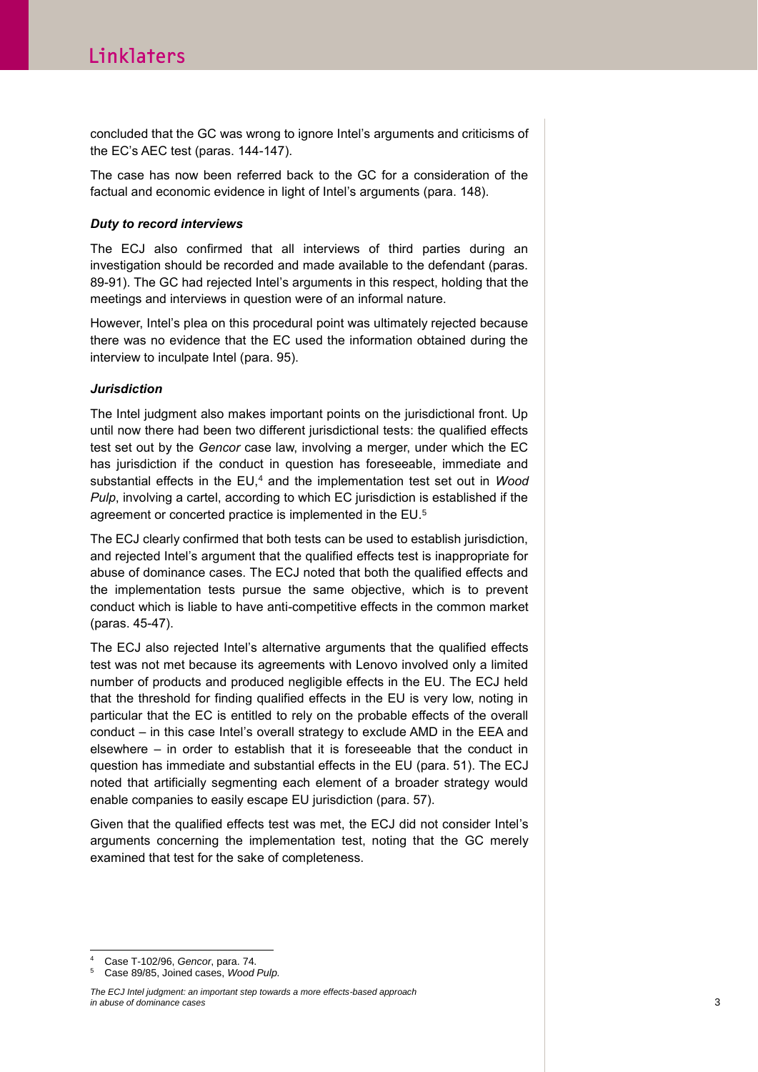concluded that the GC was wrong to ignore Intel's arguments and criticisms of the EC's AEC test (paras. 144-147).

The case has now been referred back to the GC for a consideration of the factual and economic evidence in light of Intel's arguments (para. 148).

***Duty to record interviews***

The ECJ also confirmed that all interviews of third parties during an investigation should be recorded and made available to the defendant (paras. 89-91). The GC had rejected Intel's arguments in this respect, holding that the meetings and interviews in question were of an informal nature.

However, Intel's plea on this procedural point was ultimately rejected because there was no evidence that the EC used the information obtained during the interview to inculpate Intel (para. 95).

***Jurisdiction***

The Intel judgment also makes important points on the jurisdictional front. Up until now there had been two different jurisdictional tests: the qualified effects test set out by the *Gencor* case law, involving a merger, under which the EC has jurisdiction if the conduct in question has foreseeable, immediate and substantial effects in the EU,[4] and the implementation test set out in *Wood Pulp*, involving a cartel, according to which EC jurisdiction is established if the agreement or concerted practice is implemented in the EU.[5]

The ECJ clearly confirmed that both tests can be used to establish jurisdiction, and rejected Intel's argument that the qualified effects test is inappropriate for abuse of dominance cases. The ECJ noted that both the qualified effects and the implementation tests pursue the same objective, which is to prevent conduct which is liable to have anti-competitive effects in the common market (paras. 45-47).

The ECJ also rejected Intel's alternative arguments that the qualified effects test was not met because its agreements with Lenovo involved only a limited number of products and produced negligible effects in the EU. The ECJ held that the threshold for finding qualified effects in the EU is very low, noting in particular that the EC is entitled to rely on the probable effects of the overall conduct – in this case Intel's overall strategy to exclude AMD in the EEA and elsewhere – in order to establish that it is foreseeable that the conduct in question has immediate and substantial effects in the EU (para. 51). The ECJ noted that artificially segmenting each element of a broader strategy would enable companies to easily escape EU jurisdiction (para. 57).

Given that the qualified effects test was met, the ECJ did not consider Intel's arguments concerning the implementation test, noting that the GC merely examined that test for the sake of completeness.

---

[4] Case T-102/96, *Gencor*, para. 74.

[5] Case 89/85, Joined cases, *Wood Pulp.*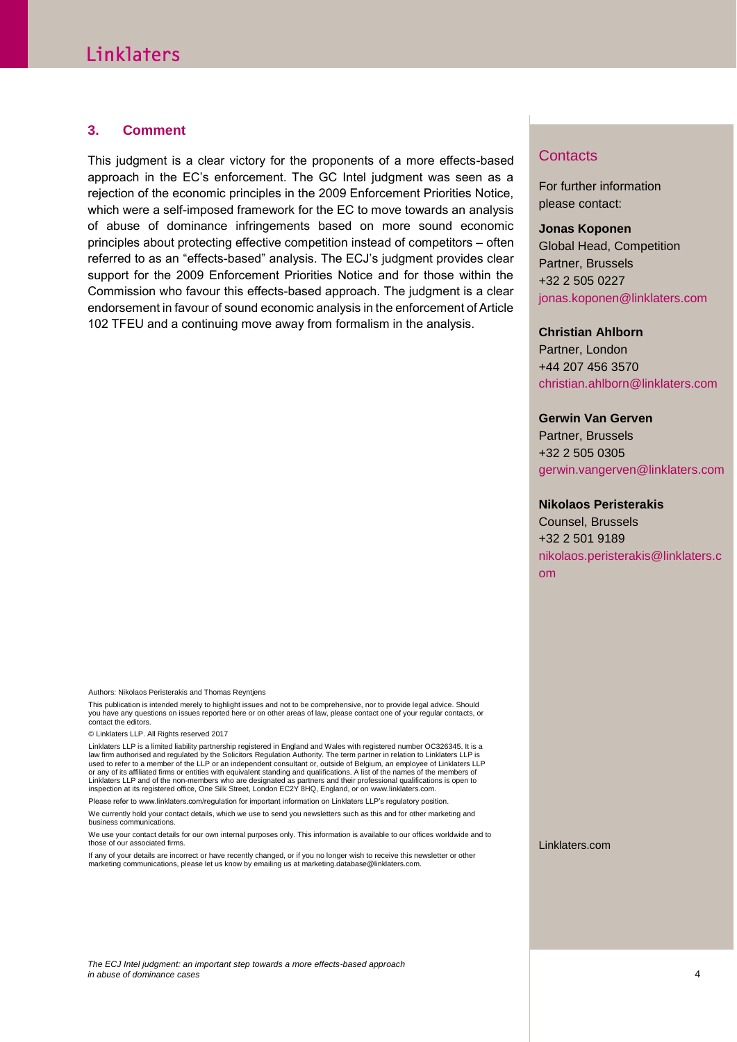## 3. Comment

This judgment is a clear victory for the proponents of a more effects-based approach in the EC's enforcement. The GC Intel judgment was seen as a rejection of the economic principles in the 2009 Enforcement Priorities Notice, which were a self-imposed framework for the EC to move towards an analysis of abuse of dominance infringements based on more sound economic principles about protecting effective competition instead of competitors – often referred to as an "effects-based" analysis. The ECJ's judgment provides clear support for the 2009 Enforcement Priorities Notice and for those within the Commission who favour this effects-based approach. The judgment is a clear endorsement in favour of sound economic analysis in the enforcement of Article 102 TFEU and a continuing move away from formalism in the analysis.

Authors: Nikolaos Peristerakis and Thomas Reyntjens

This publication is intended merely to highlight issues and not to be comprehensive, nor to provide legal advice. Should you have any questions on issues reported here or on other areas of law, please contact one of your regular contacts, or contact the editors.

© Linklaters LLP. All Rights reserved 2017

Linklaters LLP is a limited liability partnership registered in England and Wales with registered number OC326345. It is a law firm authorised and regulated by the Solicitors Regulation Authority. The term partner in relation to Linklaters LLP is used to refer to a member of the LLP or an independent consultant or, outside of Belgium, an employee of Linklaters LLP or any of its affiliated firms or entities with equivalent standing and qualifications. A list of the names of the members of Linklaters LLP and of the non-members who are designated as partners and their professional qualifications is open to inspection at its registered office, One Silk Street, London EC2Y 8HQ, England, or on www.linklaters.com.

Please refer to www.linklaters.com/regulation for important information on Linklaters LLP's regulatory position.

We currently hold your contact details, which we use to send you newsletters such as this and for other marketing and business communications.

We use your contact details for our own internal purposes only. This information is available to our offices worldwide and to those of our associated firms.

If any of your details are incorrect or have recently changed, or if you no longer wish to receive this newsletter or other marketing communications, please let us know by emailing us at marketing.database@linklaters.com.

## Contacts

For further information please contact:

**Jonas Koponen**
Global Head, Competition
Partner, Brussels
+32 2 505 0227
jonas.koponen@linklaters.com

**Christian Ahlborn**
Partner, London
+44 207 456 3570
christian.ahlborn@linklaters.com

**Gerwin Van Gerven**
Partner, Brussels
+32 2 505 0305
gerwin.vangerven@linklaters.com

**Nikolaos Peristerakis**
Counsel, Brussels
+32 2 501 9189
nikolaos.peristerakis@linklaters.com

Linklaters.com